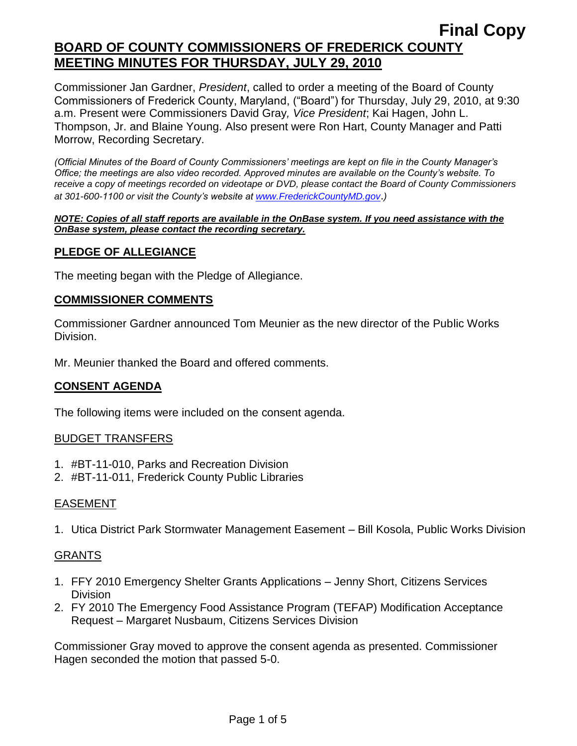**Final Copy**

# BOARD OF COUNTY COMMISSIONERS OF FREDERICK COUNTY MEETING MINUTES FOR THURSDAY, JULY 29, 2010

Commissioner Jan Gardner, *President*, called to order a meeting of the Board of County Commissioners of Frederick County, Maryland, ("Board") for Thursday, July 29, 2010, at 9:30 a.m. Present were Commissioners David Gray*, Vice President*; Kai Hagen, John L. Thompson, Jr. and Blaine Young. Also present were Ron Hart, County Manager and Patti Morrow, Recording Secretary.

*(Official Minutes of the Board of County Commissioners' meetings are kept on file in the County Manager's Office; the meetings are also video recorded. Approved minutes are available on the County's website. To receive a copy of meetings recorded on videotape or DVD, please contact the Board of County Commissioners at 301-600-1100 or visit the County's website at [www.FrederickCountyMD.gov](http://www.FrederickCountyMD.gov).)*

***NOTE: Copies of all staff reports are available in the OnBase system. If you need assistance with the OnBase system, please contact the recording secretary.***

## PLEDGE OF ALLEGIANCE

The meeting began with the Pledge of Allegiance.

## COMMISSIONER COMMENTS

Commissioner Gardner announced Tom Meunier as the new director of the Public Works Division.

Mr. Meunier thanked the Board and offered comments.

## CONSENT AGENDA

The following items were included on the consent agenda.

### BUDGET TRANSFERS

1. #BT-11-010, Parks and Recreation Division
2. #BT-11-011, Frederick County Public Libraries

### EASEMENT

1. Utica District Park Stormwater Management Easement – Bill Kosola, Public Works Division

### GRANTS

1. FFY 2010 Emergency Shelter Grants Applications – Jenny Short, Citizens Services Division
2. FY 2010 The Emergency Food Assistance Program (TEFAP) Modification Acceptance Request – Margaret Nusbaum, Citizens Services Division

Commissioner Gray moved to approve the consent agenda as presented. Commissioner Hagen seconded the motion that passed 5-0.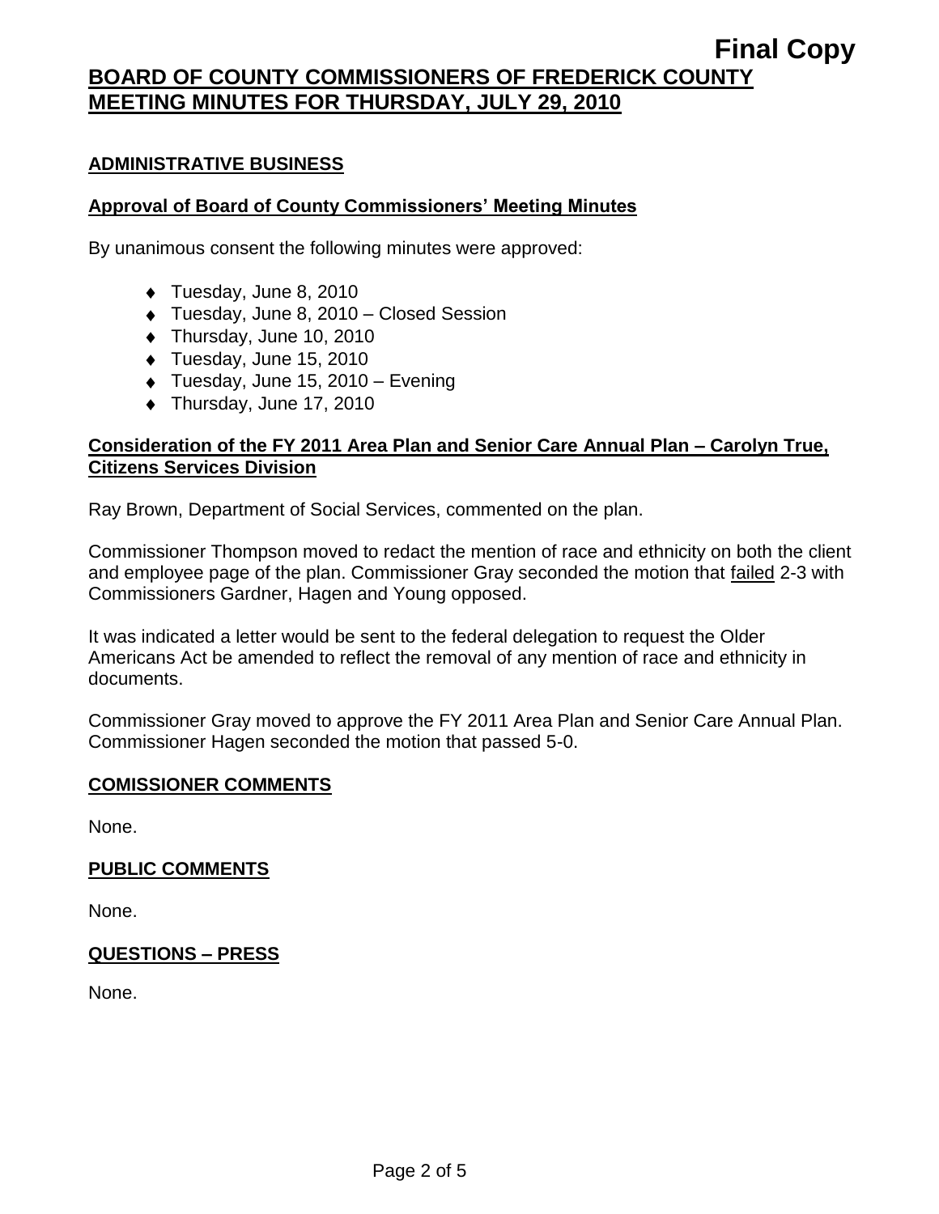**Final Copy**

# BOARD OF COUNTY COMMISSIONERS OF FREDERICK COUNTY
# MEETING MINUTES FOR THURSDAY, JULY 29, 2010

## ADMINISTRATIVE BUSINESS

### Approval of Board of County Commissioners' Meeting Minutes

By unanimous consent the following minutes were approved:

- Tuesday, June 8, 2010
- Tuesday, June 8, 2010 – Closed Session
- Thursday, June 10, 2010
- Tuesday, June 15, 2010
- Tuesday, June 15, 2010 – Evening
- Thursday, June 17, 2010

### Consideration of the FY 2011 Area Plan and Senior Care Annual Plan – Carolyn True, Citizens Services Division

Ray Brown, Department of Social Services, commented on the plan.

Commissioner Thompson moved to redact the mention of race and ethnicity on both the client and employee page of the plan. Commissioner Gray seconded the motion that failed 2-3 with Commissioners Gardner, Hagen and Young opposed.

It was indicated a letter would be sent to the federal delegation to request the Older Americans Act be amended to reflect the removal of any mention of race and ethnicity in documents.

Commissioner Gray moved to approve the FY 2011 Area Plan and Senior Care Annual Plan. Commissioner Hagen seconded the motion that passed 5-0.

## COMISSIONER COMMENTS

None.

## PUBLIC COMMENTS

None.

## QUESTIONS – PRESS

None.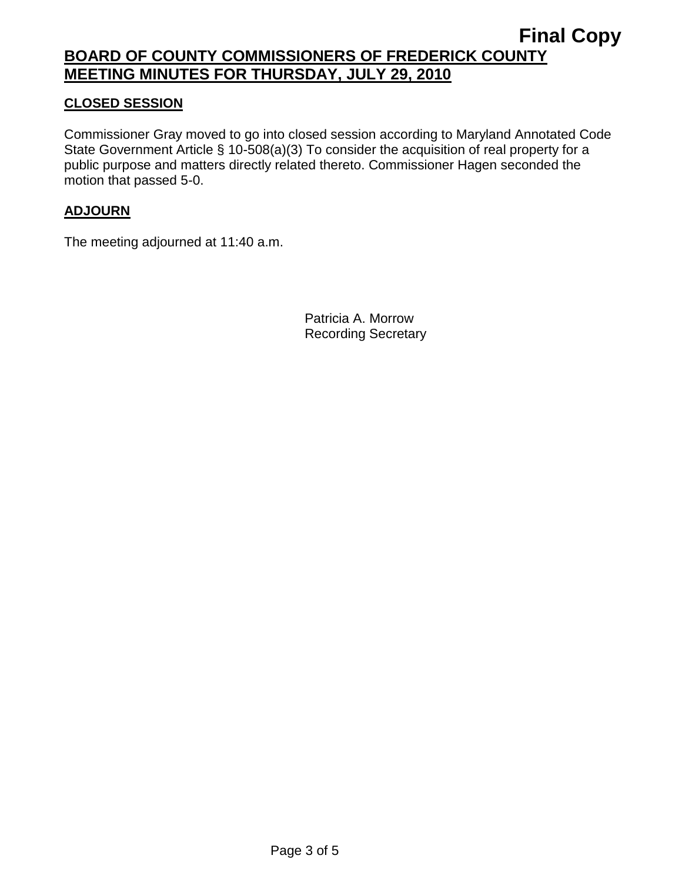**Final Copy**

# BOARD OF COUNTY COMMISSIONERS OF FREDERICK COUNTY
# MEETING MINUTES FOR THURSDAY, JULY 29, 2010

## CLOSED SESSION

Commissioner Gray moved to go into closed session according to Maryland Annotated Code State Government Article § 10-508(a)(3) To consider the acquisition of real property for a public purpose and matters directly related thereto. Commissioner Hagen seconded the motion that passed 5-0.

## ADJOURN

The meeting adjourned at 11:40 a.m.

Patricia A. Morrow
Recording Secretary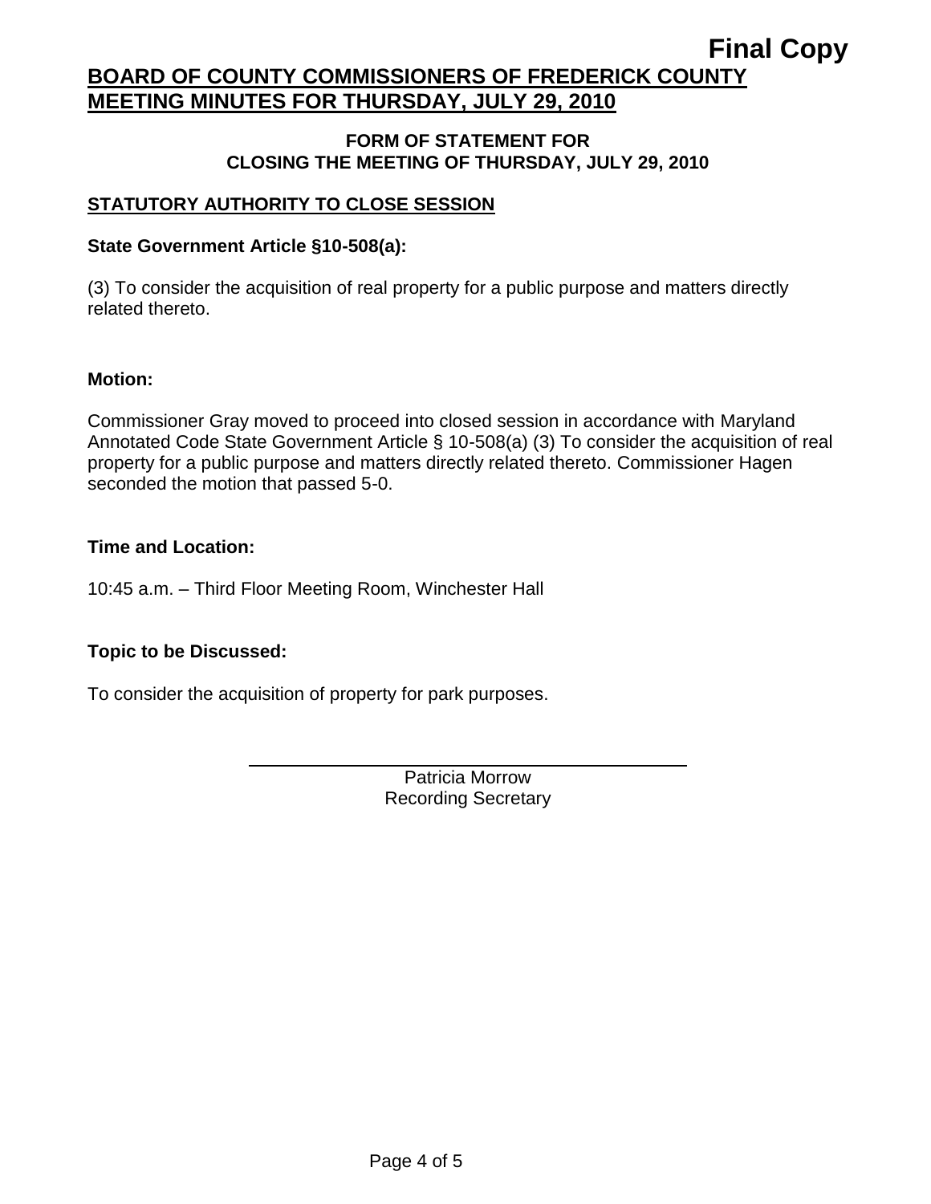**Final Copy**

# BOARD OF COUNTY COMMISSIONERS OF FREDERICK COUNTY MEETING MINUTES FOR THURSDAY, JULY 29, 2010

## FORM OF STATEMENT FOR CLOSING THE MEETING OF THURSDAY, JULY 29, 2010

### STATUTORY AUTHORITY TO CLOSE SESSION

**State Government Article §10-508(a):**

(3) To consider the acquisition of real property for a public purpose and matters directly related thereto.

**Motion:**

Commissioner Gray moved to proceed into closed session in accordance with Maryland Annotated Code State Government Article § 10-508(a) (3) To consider the acquisition of real property for a public purpose and matters directly related thereto. Commissioner Hagen seconded the motion that passed 5-0.

**Time and Location:**

10:45 a.m. – Third Floor Meeting Room, Winchester Hall

**Topic to be Discussed:**

To consider the acquisition of property for park purposes.

Patricia Morrow
Recording Secretary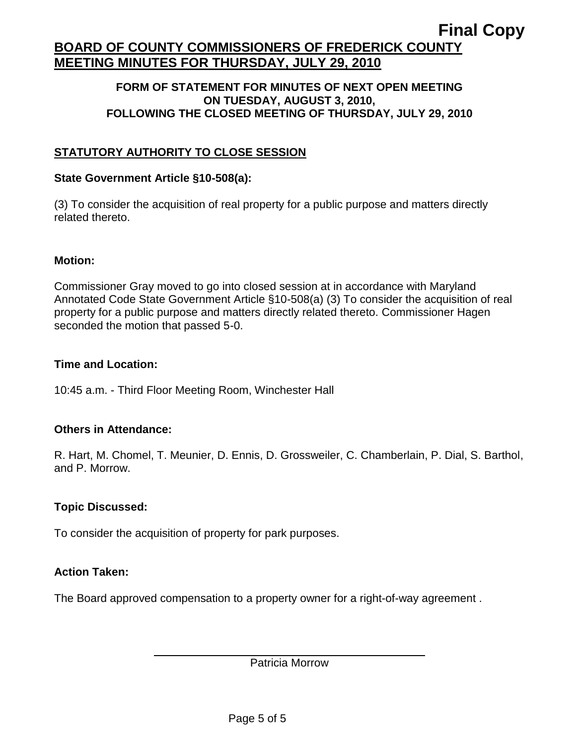**Final Copy**

# BOARD OF COUNTY COMMISSIONERS OF FREDERICK COUNTY MEETING MINUTES FOR THURSDAY, JULY 29, 2010

### FORM OF STATEMENT FOR MINUTES OF NEXT OPEN MEETING ON TUESDAY, AUGUST 3, 2010, FOLLOWING THE CLOSED MEETING OF THURSDAY, JULY 29, 2010

## STATUTORY AUTHORITY TO CLOSE SESSION

**State Government Article §10-508(a):**

(3) To consider the acquisition of real property for a public purpose and matters directly related thereto.

**Motion:**

Commissioner Gray moved to go into closed session at in accordance with Maryland Annotated Code State Government Article §10-508(a) (3) To consider the acquisition of real property for a public purpose and matters directly related thereto. Commissioner Hagen seconded the motion that passed 5-0.

**Time and Location:**

10:45 a.m. - Third Floor Meeting Room, Winchester Hall

**Others in Attendance:**

R. Hart, M. Chomel, T. Meunier, D. Ennis, D. Grossweiler, C. Chamberlain, P. Dial, S. Barthol, and P. Morrow.

**Topic Discussed:**

To consider the acquisition of property for park purposes.

**Action Taken:**

The Board approved compensation to a property owner for a right-of-way agreement .

Patricia Morrow